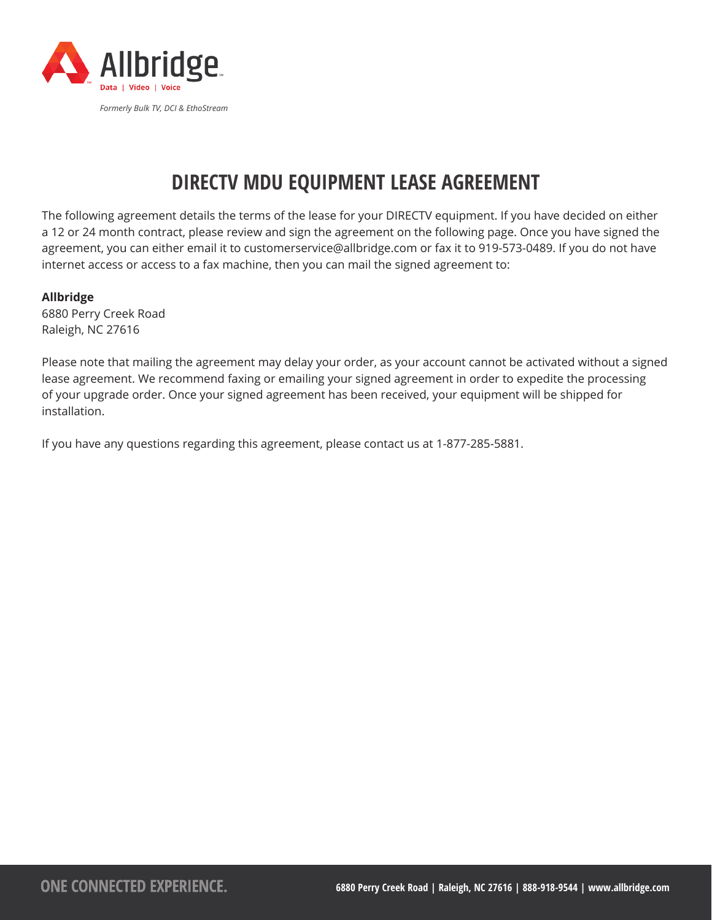Allbridge

Data | Video | Voice

*Formerly Bulk TV, DCI & EthoStream*

# DIRECTV MDU EQUIPMENT LEASE AGREEMENT

The following agreement details the terms of the lease for your DIRECTV equipment. If you have decided on either a 12 or 24 month contract, please review and sign the agreement on the following page. Once you have signed the agreement, you can either email it to customerservice@allbridge.com or fax it to 919-573-0489. If you do not have internet access or access to a fax machine, then you can mail the signed agreement to:

**Allbridge**
6880 Perry Creek Road
Raleigh, NC 27616

Please note that mailing the agreement may delay your order, as your account cannot be activated without a signed lease agreement. We recommend faxing or emailing your signed agreement in order to expedite the processing of your upgrade order. Once your signed agreement has been received, your equipment will be shipped for installation.

If you have any questions regarding this agreement, please contact us at 1-877-285-5881.

**ONE CONNECTED EXPERIENCE.**

**6880 Perry Creek Road | Raleigh, NC 27616 | 888-918-9544 | www.allbridge.com**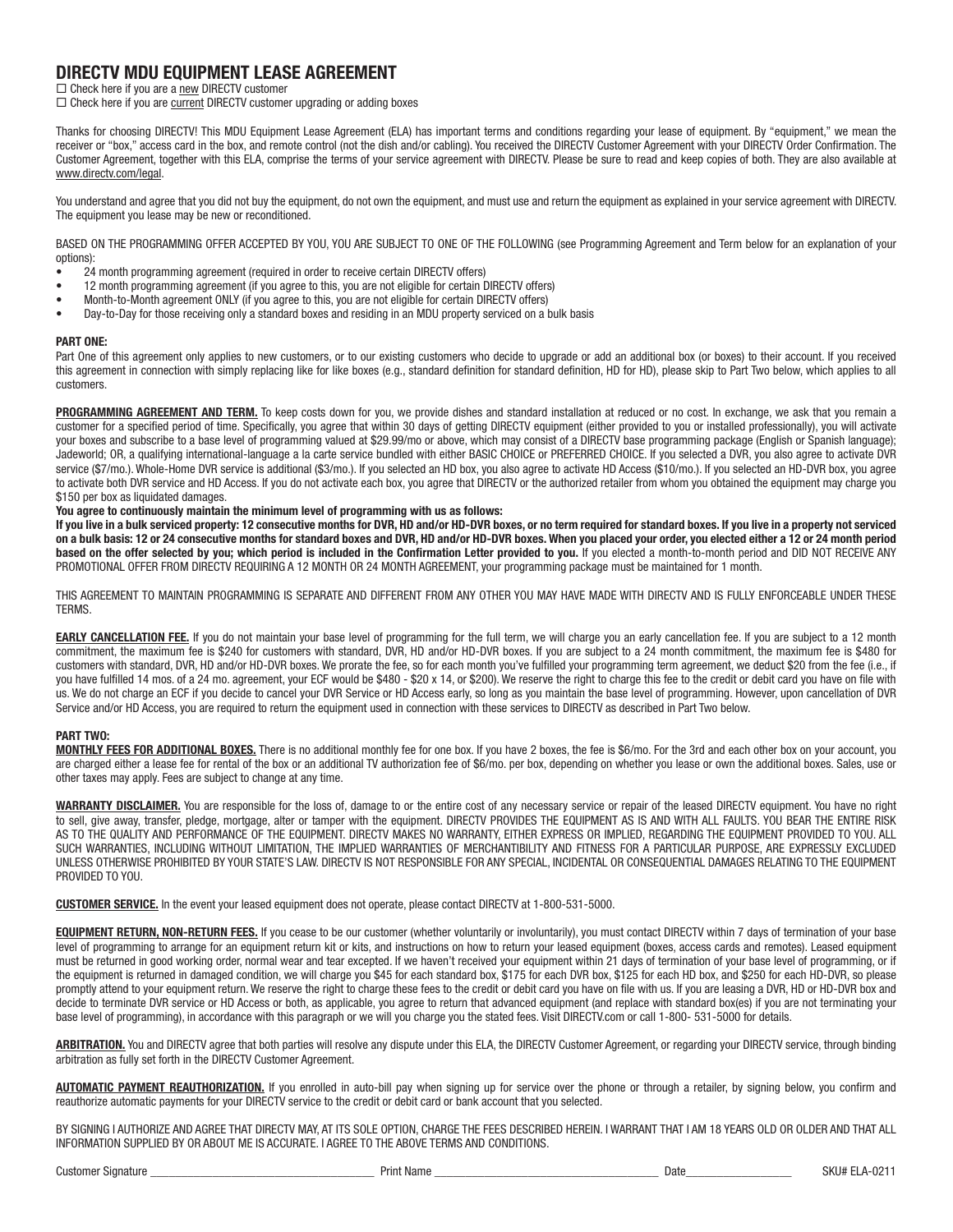# DIRECTV MDU EQUIPMENT LEASE AGREEMENT

☐ Check here if you are a new DIRECTV customer
☐ Check here if you are current DIRECTV customer upgrading or adding boxes

Thanks for choosing DIRECTV! This MDU Equipment Lease Agreement (ELA) has important terms and conditions regarding your lease of equipment. By "equipment," we mean the receiver or "box," access card in the box, and remote control (not the dish and/or cabling). You received the DIRECTV Customer Agreement with your DIRECTV Order Confirmation. The Customer Agreement, together with this ELA, comprise the terms of your service agreement with DIRECTV. Please be sure to read and keep copies of both. They are also available at www.directv.com/legal.

You understand and agree that you did not buy the equipment, do not own the equipment, and must use and return the equipment as explained in your service agreement with DIRECTV. The equipment you lease may be new or reconditioned.

BASED ON THE PROGRAMMING OFFER ACCEPTED BY YOU, YOU ARE SUBJECT TO ONE OF THE FOLLOWING (see Programming Agreement and Term below for an explanation of your options):

- 24 month programming agreement (required in order to receive certain DIRECTV offers)
- 12 month programming agreement (if you agree to this, you are not eligible for certain DIRECTV offers)
- Month-to-Month agreement ONLY (if you agree to this, you are not eligible for certain DIRECTV offers)
- Day-to-Day for those receiving only a standard boxes and residing in an MDU property serviced on a bulk basis

**PART ONE:**
Part One of this agreement only applies to new customers, or to our existing customers who decide to upgrade or add an additional box (or boxes) to their account. If you received this agreement in connection with simply replacing like for like boxes (e.g., standard definition for standard definition, HD for HD), please skip to Part Two below, which applies to all customers.

**PROGRAMMING AGREEMENT AND TERM.** To keep costs down for you, we provide dishes and standard installation at reduced or no cost. In exchange, we ask that you remain a customer for a specified period of time. Specifically, you agree that within 30 days of getting DIRECTV equipment (either provided to you or installed professionally), you will activate your boxes and subscribe to a base level of programming valued at $29.99/mo or above, which may consist of a DIRECTV base programming package (English or Spanish language); Jadeworld; OR, a qualifying international-language a la carte service bundled with either BASIC CHOICE or PREFERRED CHOICE. If you selected a DVR, you also agree to activate DVR service ($7/mo.). Whole-Home DVR service is additional ($3/mo.). If you selected an HD box, you also agree to activate HD Access ($10/mo.). If you selected an HD-DVR box, you agree to activate both DVR service and HD Access. If you do not activate each box, you agree that DIRECTV or the authorized retailer from whom you obtained the equipment may charge you $150 per box as liquidated damages.

**You agree to continuously maintain the minimum level of programming with us as follows:**
**If you live in a bulk serviced property: 12 consecutive months for DVR, HD and/or HD-DVR boxes, or no term required for standard boxes. If you live in a property not serviced on a bulk basis: 12 or 24 consecutive months for standard boxes and DVR, HD and/or HD-DVR boxes. When you placed your order, you elected either a 12 or 24 month period based on the offer selected by you; which period is included in the Confirmation Letter provided to you.** If you elected a month-to-month period and DID NOT RECEIVE ANY PROMOTIONAL OFFER FROM DIRECTV REQUIRING A 12 MONTH OR 24 MONTH AGREEMENT, your programming package must be maintained for 1 month.

THIS AGREEMENT TO MAINTAIN PROGRAMMING IS SEPARATE AND DIFFERENT FROM ANY OTHER YOU MAY HAVE MADE WITH DIRECTV AND IS FULLY ENFORCEABLE UNDER THESE TERMS.

**EARLY CANCELLATION FEE.** If you do not maintain your base level of programming for the full term, we will charge you an early cancellation fee. If you are subject to a 12 month commitment, the maximum fee is $240 for customers with standard, DVR, HD and/or HD-DVR boxes. If you are subject to a 24 month commitment, the maximum fee is $480 for customers with standard, DVR, HD and/or HD-DVR boxes. We prorate the fee, so for each month you've fulfilled your programming term agreement, we deduct $20 from the fee (i.e., if you have fulfilled 14 mos. of a 24 mo. agreement, your ECF would be $480 - $20 x 14, or $200). We reserve the right to charge this fee to the credit or debit card you have on file with us. We do not charge an ECF if you decide to cancel your DVR Service or HD Access early, so long as you maintain the base level of programming. However, upon cancellation of DVR Service and/or HD Access, you are required to return the equipment used in connection with these services to DIRECTV as described in Part Two below.

**PART TWO:**
**MONTHLY FEES FOR ADDITIONAL BOXES.** There is no additional monthly fee for one box. If you have 2 boxes, the fee is $6/mo. For the 3rd and each other box on your account, you are charged either a lease fee for rental of the box or an additional TV authorization fee of $6/mo. per box, depending on whether you lease or own the additional boxes. Sales, use or other taxes may apply. Fees are subject to change at any time.

**WARRANTY DISCLAIMER.** You are responsible for the loss of, damage to or the entire cost of any necessary service or repair of the leased DIRECTV equipment. You have no right to sell, give away, transfer, pledge, mortgage, alter or tamper with the equipment. DIRECTV PROVIDES THE EQUIPMENT AS IS AND WITH ALL FAULTS. YOU BEAR THE ENTIRE RISK AS TO THE QUALITY AND PERFORMANCE OF THE EQUIPMENT. DIRECTV MAKES NO WARRANTY, EITHER EXPRESS OR IMPLIED, REGARDING THE EQUIPMENT PROVIDED TO YOU. ALL SUCH WARRANTIES, INCLUDING WITHOUT LIMITATION, THE IMPLIED WARRANTIES OF MERCHANTIBILITY AND FITNESS FOR A PARTICULAR PURPOSE, ARE EXPRESSLY EXCLUDED UNLESS OTHERWISE PROHIBITED BY YOUR STATE'S LAW. DIRECTV IS NOT RESPONSIBLE FOR ANY SPECIAL, INCIDENTAL OR CONSEQUENTIAL DAMAGES RELATING TO THE EQUIPMENT PROVIDED TO YOU.

**CUSTOMER SERVICE.** In the event your leased equipment does not operate, please contact DIRECTV at 1-800-531-5000.

**EQUIPMENT RETURN, NON-RETURN FEES.** If you cease to be our customer (whether voluntarily or involuntarily), you must contact DIRECTV within 7 days of termination of your base level of programming to arrange for an equipment return kit or kits, and instructions on how to return your leased equipment (boxes, access cards and remotes). Leased equipment must be returned in good working order, normal wear and tear excepted. If we haven't received your equipment within 21 days of termination of your base level of programming, or if the equipment is returned in damaged condition, we will charge you $45 for each standard box, $175 for each DVR box, $125 for each HD box, and $250 for each HD-DVR, so please promptly attend to your equipment return. We reserve the right to charge these fees to the credit or debit card you have on file with us. If you are leasing a DVR, HD or HD-DVR box and decide to terminate DVR service or HD Access or both, as applicable, you agree to return that advanced equipment (and replace with standard box(es) if you are not terminating your base level of programming), in accordance with this paragraph or we will you charge you the stated fees. Visit DIRECTV.com or call 1-800- 531-5000 for details.

**ARBITRATION.** You and DIRECTV agree that both parties will resolve any dispute under this ELA, the DIRECTV Customer Agreement, or regarding your DIRECTV service, through binding arbitration as fully set forth in the DIRECTV Customer Agreement.

**AUTOMATIC PAYMENT REAUTHORIZATION.** If you enrolled in auto-bill pay when signing up for service over the phone or through a retailer, by signing below, you confirm and reauthorize automatic payments for your DIRECTV service to the credit or debit card or bank account that you selected.

BY SIGNING I AUTHORIZE AND AGREE THAT DIRECTV MAY, AT ITS SOLE OPTION, CHARGE THE FEES DESCRIBED HEREIN. I WARRANT THAT I AM 18 YEARS OLD OR OLDER AND THAT ALL INFORMATION SUPPLIED BY OR ABOUT ME IS ACCURATE. I AGREE TO THE ABOVE TERMS AND CONDITIONS.

Customer Signature ______________________ Print Name ______________________ Date__________ SKU# ELA-0211